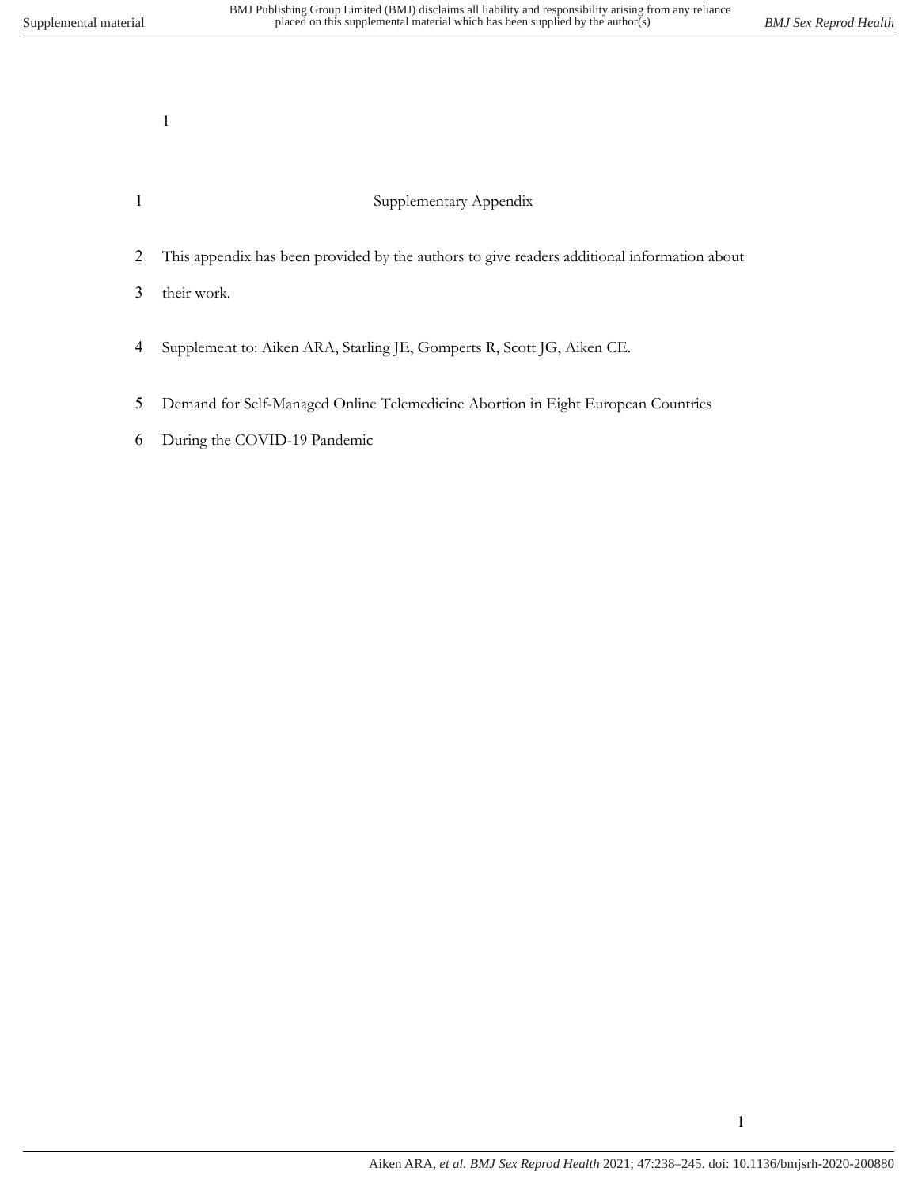# Supplementary Appendix

This appendix has been provided by the authors to give readers additional information about their work.

Supplement to: Aiken ARA, Starling JE, Gomperts R, Scott JG, Aiken CE.

Demand for Self-Managed Online Telemedicine Abortion in Eight European Countries During the COVID-19 Pandemic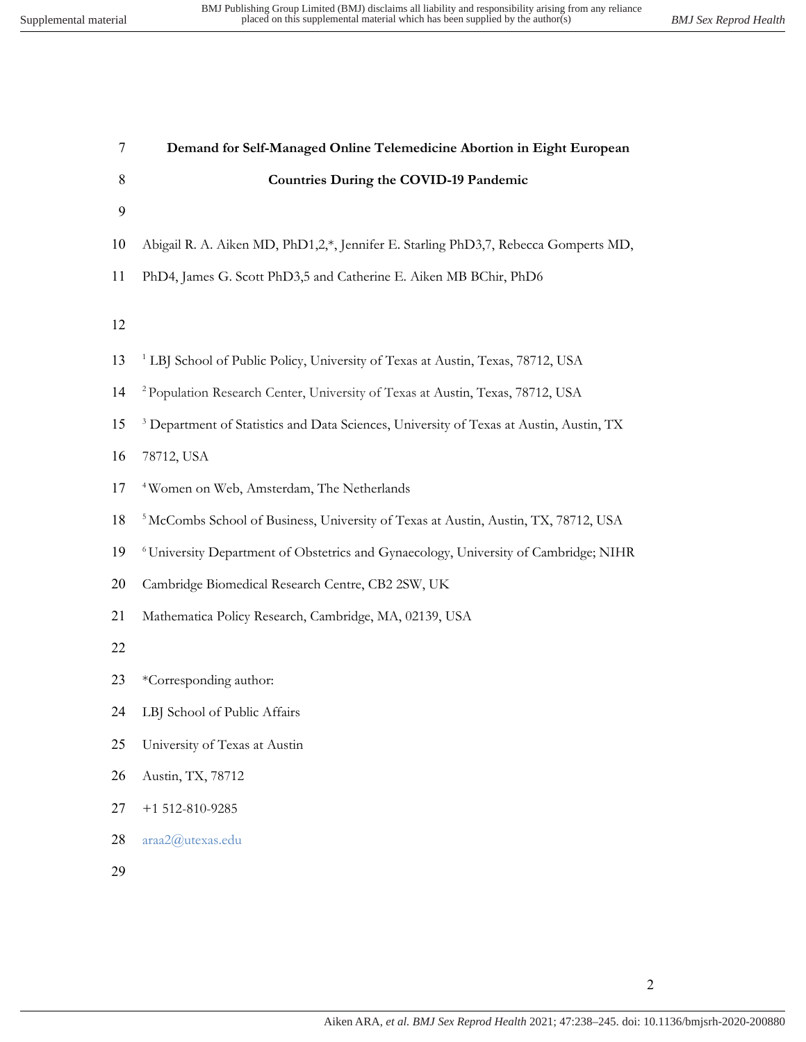# Demand for Self-Managed Online Telemedicine Abortion in Eight European Countries During the COVID-19 Pandemic

Abigail R. A. Aiken MD, PhD1,2,*, Jennifer E. Starling PhD3,7, Rebecca Gomperts MD, PhD4, James G. Scott PhD3,5 and Catherine E. Aiken MB BChir, PhD6

[1] LBJ School of Public Policy, University of Texas at Austin, Texas, 78712, USA

[2] Population Research Center, University of Texas at Austin, Texas, 78712, USA

[3] Department of Statistics and Data Sciences, University of Texas at Austin, Austin, TX 78712, USA

[4] Women on Web, Amsterdam, The Netherlands

[5] McCombs School of Business, University of Texas at Austin, Austin, TX, 78712, USA

[6] University Department of Obstetrics and Gynaecology, University of Cambridge; NIHR Cambridge Biomedical Research Centre, CB2 2SW, UK

Mathematica Policy Research, Cambridge, MA, 02139, USA

*Corresponding author:

LBJ School of Public Affairs

University of Texas at Austin

Austin, TX, 78712

+1 512-810-9285

araa2@utexas.edu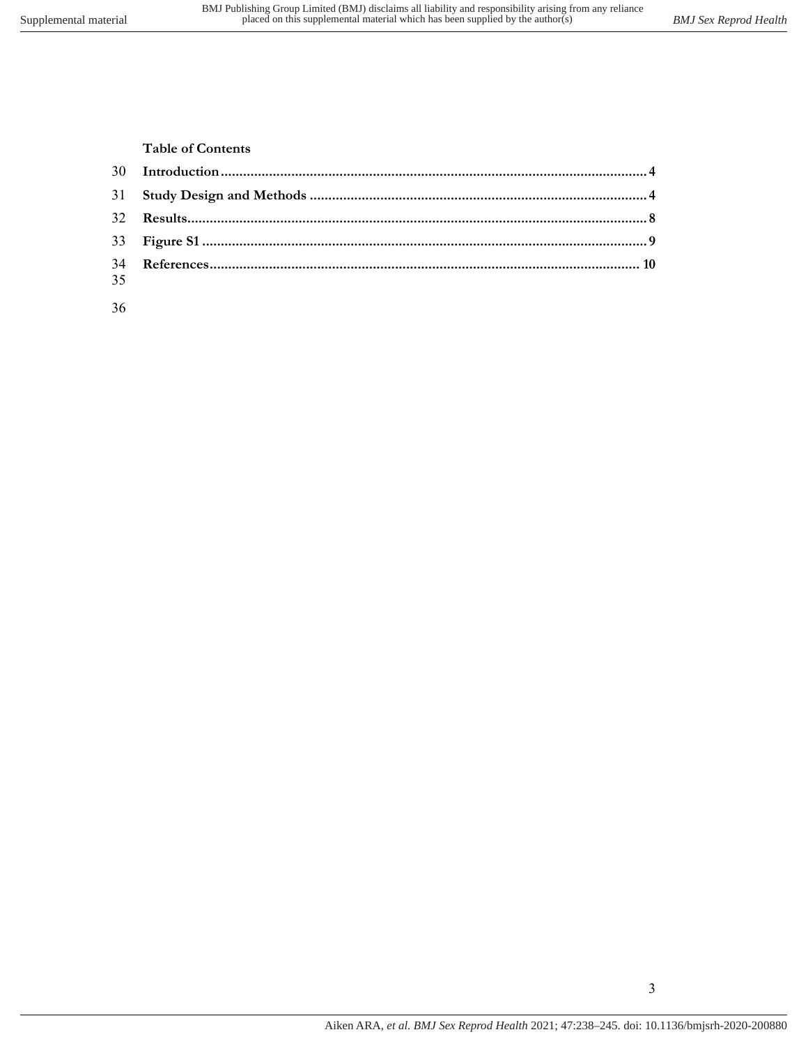**Table of Contents**

**Introduction** .......... 4

**Study Design and Methods** .......... 4

**Results** .......... 8

**Figure S1** .......... 9

**References** .......... 10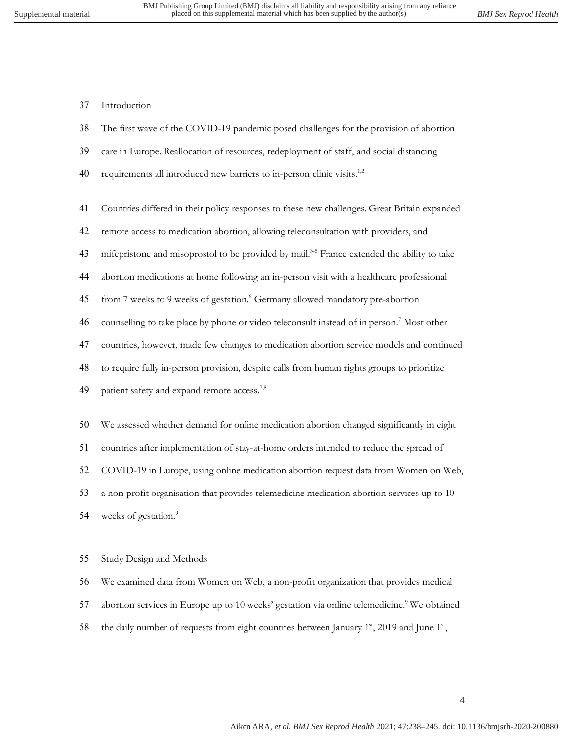## Introduction

The first wave of the COVID-19 pandemic posed challenges for the provision of abortion care in Europe. Reallocation of resources, redeployment of staff, and social distancing requirements all introduced new barriers to in-person clinic visits.[1,2]

Countries differed in their policy responses to these new challenges. Great Britain expanded remote access to medication abortion, allowing teleconsultation with providers, and mifepristone and misoprostol to be provided by mail.[3-5] France extended the ability to take abortion medications at home following an in-person visit with a healthcare professional from 7 weeks to 9 weeks of gestation.[6] Germany allowed mandatory pre-abortion counselling to take place by phone or video teleconsult instead of in person.[7] Most other countries, however, made few changes to medication abortion service models and continued to require fully in-person provision, despite calls from human rights groups to prioritize patient safety and expand remote access.[7,8]

We assessed whether demand for online medication abortion changed significantly in eight countries after implementation of stay-at-home orders intended to reduce the spread of COVID-19 in Europe, using online medication abortion request data from Women on Web, a non-profit organisation that provides telemedicine medication abortion services up to 10 weeks of gestation.[9]

## Study Design and Methods

We examined data from Women on Web, a non-profit organization that provides medical abortion services in Europe up to 10 weeks' gestation via online telemedicine.[9] We obtained the daily number of requests from eight countries between January 1st, 2019 and June 1st,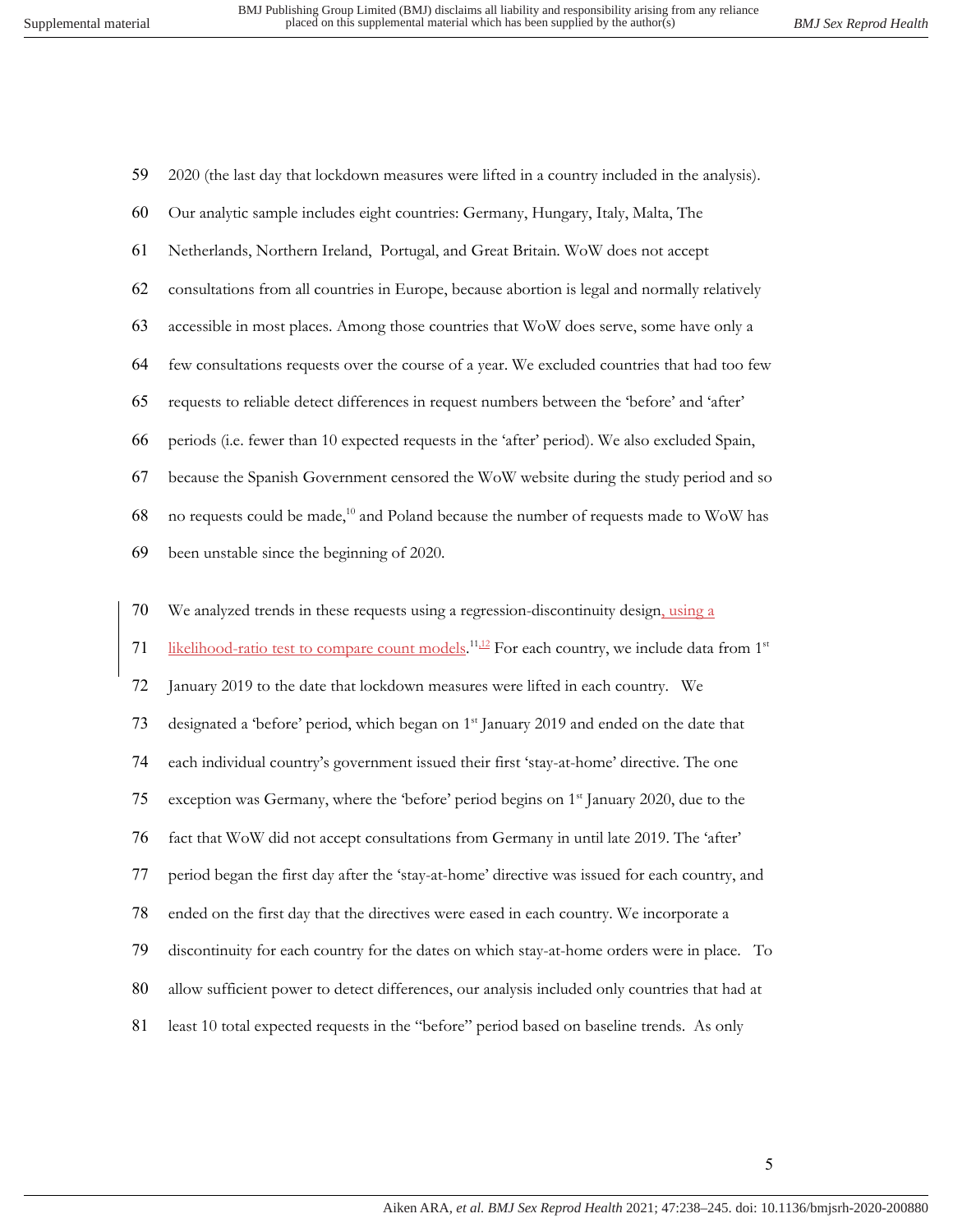2020 (the last day that lockdown measures were lifted in a country included in the analysis). Our analytic sample includes eight countries: Germany, Hungary, Italy, Malta, The Netherlands, Northern Ireland, Portugal, and Great Britain. WoW does not accept consultations from all countries in Europe, because abortion is legal and normally relatively accessible in most places. Among those countries that WoW does serve, some have only a few consultations requests over the course of a year. We excluded countries that had too few requests to reliable detect differences in request numbers between the 'before' and 'after' periods (i.e. fewer than 10 expected requests in the 'after' period). We also excluded Spain, because the Spanish Government censored the WoW website during the study period and so no requests could be made,[10] and Poland because the number of requests made to WoW has been unstable since the beginning of 2020.

We analyzed trends in these requests using a regression-discontinuity design, using a likelihood-ratio test to compare count models.[11,12] For each country, we include data from 1st January 2019 to the date that lockdown measures were lifted in each country. We designated a 'before' period, which began on 1st January 2019 and ended on the date that each individual country's government issued their first 'stay-at-home' directive. The one exception was Germany, where the 'before' period begins on 1st January 2020, due to the fact that WoW did not accept consultations from Germany in until late 2019. The 'after' period began the first day after the 'stay-at-home' directive was issued for each country, and ended on the first day that the directives were eased in each country. We incorporate a discontinuity for each country for the dates on which stay-at-home orders were in place. To allow sufficient power to detect differences, our analysis included only countries that had at least 10 total expected requests in the "before" period based on baseline trends. As only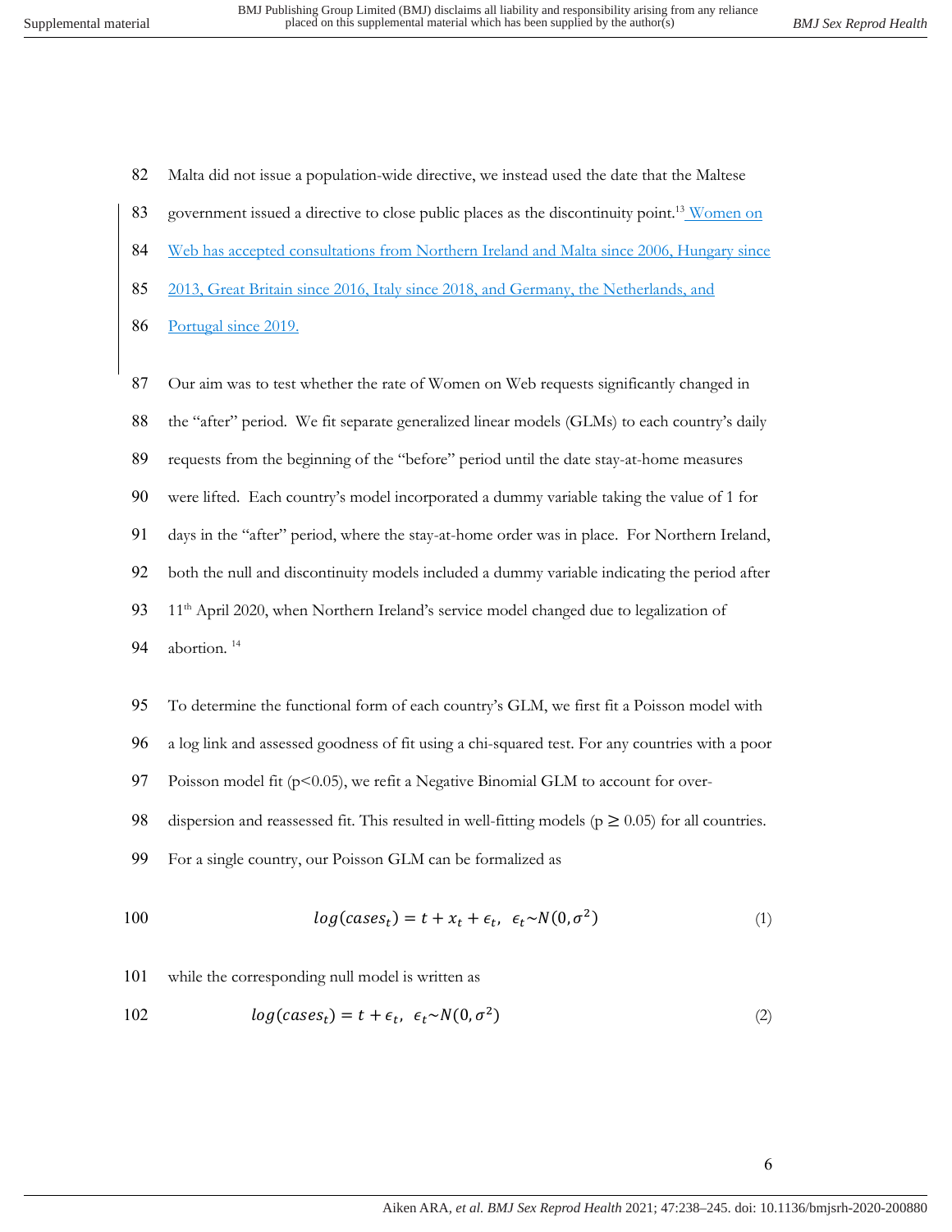Malta did not issue a population-wide directive, we instead used the date that the Maltese government issued a directive to close public places as the discontinuity point.[13] Women on Web has accepted consultations from Northern Ireland and Malta since 2006, Hungary since 2013, Great Britain since 2016, Italy since 2018, and Germany, the Netherlands, and Portugal since 2019.

Our aim was to test whether the rate of Women on Web requests significantly changed in the "after" period. We fit separate generalized linear models (GLMs) to each country's daily requests from the beginning of the "before" period until the date stay-at-home measures were lifted. Each country's model incorporated a dummy variable taking the value of 1 for days in the "after" period, where the stay-at-home order was in place. For Northern Ireland, both the null and discontinuity models included a dummy variable indicating the period after 11th April 2020, when Northern Ireland's service model changed due to legalization of abortion. [14]

To determine the functional form of each country's GLM, we first fit a Poisson model with a log link and assessed goodness of fit using a chi-squared test. For any countries with a poor Poisson model fit ($p<0.05$), we refit a Negative Binomial GLM to account for over-dispersion and reassessed fit. This resulted in well-fitting models ($p \geq 0.05$) for all countries. For a single country, our Poisson GLM can be formalized as

$$log(cases_t) = t + x_t + \epsilon_t, \;\; \epsilon_t \sim N(0, \sigma^2) \tag{1}$$

while the corresponding null model is written as

$$log(cases_t) = t + \epsilon_t, \;\; \epsilon_t \sim N(0, \sigma^2) \tag{2}$$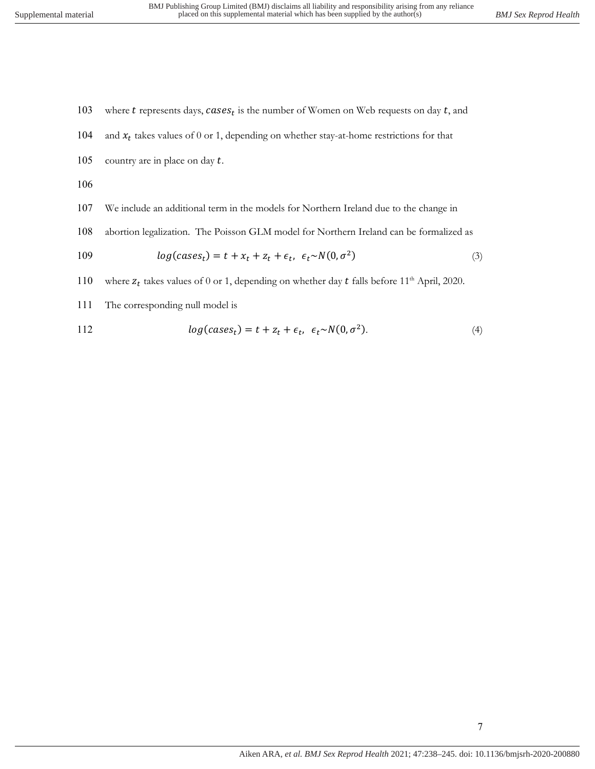where $t$ represents days, $cases_t$ is the number of Women on Web requests on day $t$, and and $x_t$ takes values of 0 or 1, depending on whether stay-at-home restrictions for that country are in place on day $t$.

We include an additional term in the models for Northern Ireland due to the change in abortion legalization. The Poisson GLM model for Northern Ireland can be formalized as

$$log(cases_t) = t + x_t + z_t + \epsilon_t, \;\; \epsilon_t \sim N(0, \sigma^2) \qquad (3)$$

where $z_t$ takes values of 0 or 1, depending on whether day $t$ falls before 11th April, 2020.

The corresponding null model is

$$log(cases_t) = t + z_t + \epsilon_t, \;\; \epsilon_t \sim N(0, \sigma^2). \qquad (4)$$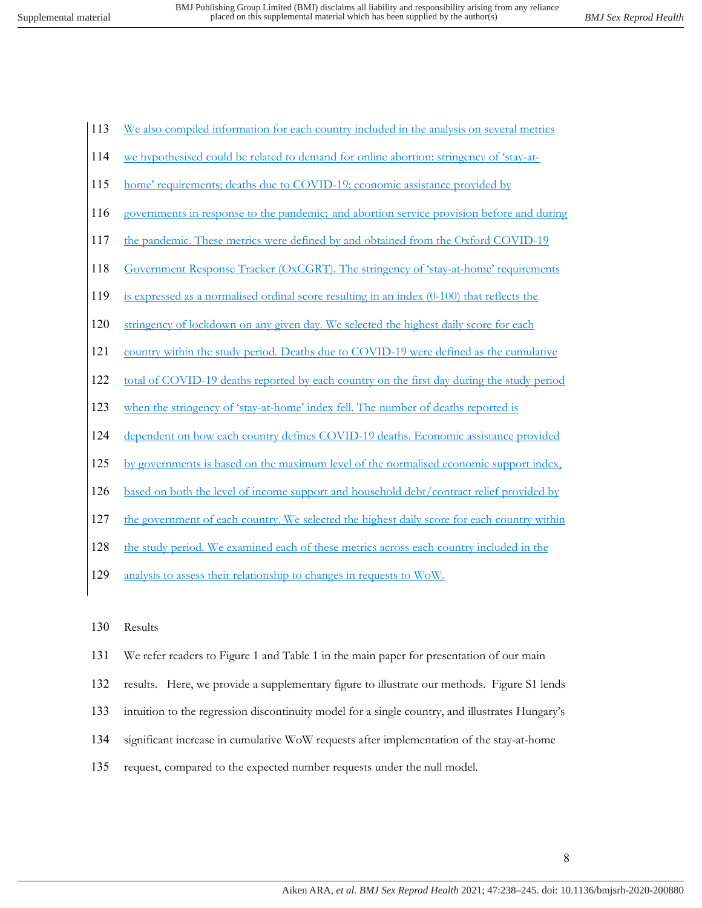We also compiled information for each country included in the analysis on several metrics we hypothesised could be related to demand for online abortion: stringency of 'stay-at-home' requirements; deaths due to COVID-19; economic assistance provided by governments in response to the pandemic; and abortion service provision before and during the pandemic. These metrics were defined by and obtained from the Oxford COVID-19 Government Response Tracker (OxCGRT). The stringency of 'stay-at-home' requirements is expressed as a normalised ordinal score resulting in an index (0-100) that reflects the stringency of lockdown on any given day. We selected the highest daily score for each country within the study period. Deaths due to COVID-19 were defined as the cumulative total of COVID-19 deaths reported by each country on the first day during the study period when the stringency of 'stay-at-home' index fell. The number of deaths reported is dependent on how each country defines COVID-19 deaths. Economic assistance provided by governments is based on the maximum level of the normalised economic support index, based on both the level of income support and household debt/contract relief provided by the government of each country. We selected the highest daily score for each country within the study period. We examined each of these metrics across each country included in the analysis to assess their relationship to changes in requests to WoW.

## Results

We refer readers to Figure 1 and Table 1 in the main paper for presentation of our main results. Here, we provide a supplementary figure to illustrate our methods. Figure S1 lends intuition to the regression discontinuity model for a single country, and illustrates Hungary's significant increase in cumulative WoW requests after implementation of the stay-at-home request, compared to the expected number requests under the null model.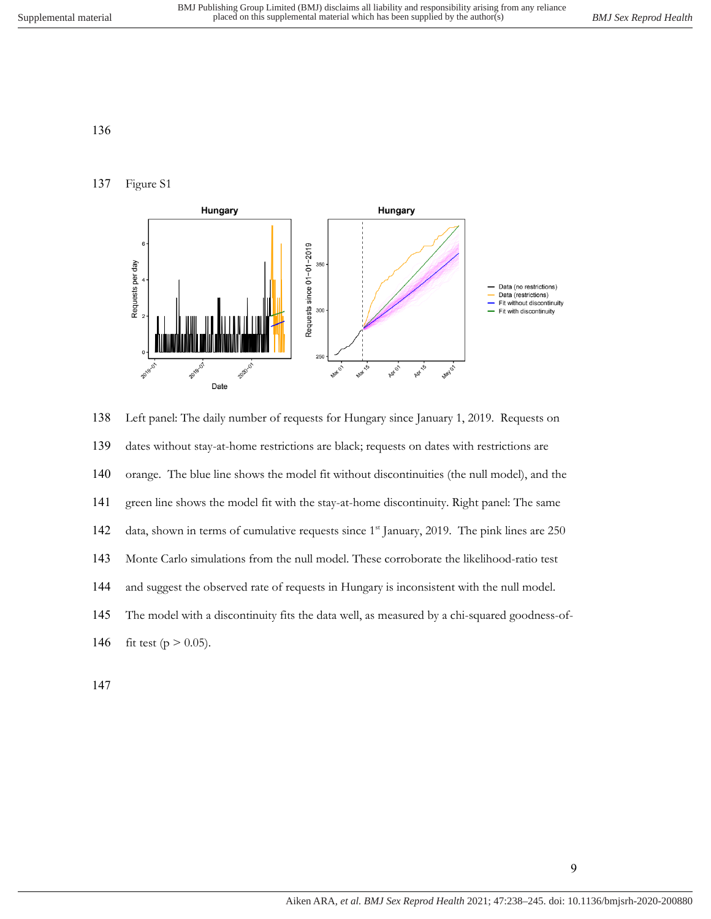Figure S1

Left panel: The daily number of requests for Hungary since January 1, 2019. Requests on dates without stay-at-home restrictions are black; requests on dates with restrictions are orange. The blue line shows the model fit without discontinuities (the null model), and the green line shows the model fit with the stay-at-home discontinuity. Right panel: The same data, shown in terms of cumulative requests since 1[st] January, 2019. The pink lines are 250 Monte Carlo simulations from the null model. These corroborate the likelihood-ratio test and suggest the observed rate of requests in Hungary is inconsistent with the null model. The model with a discontinuity fits the data well, as measured by a chi-squared goodness-of-fit test ($p > 0.05$).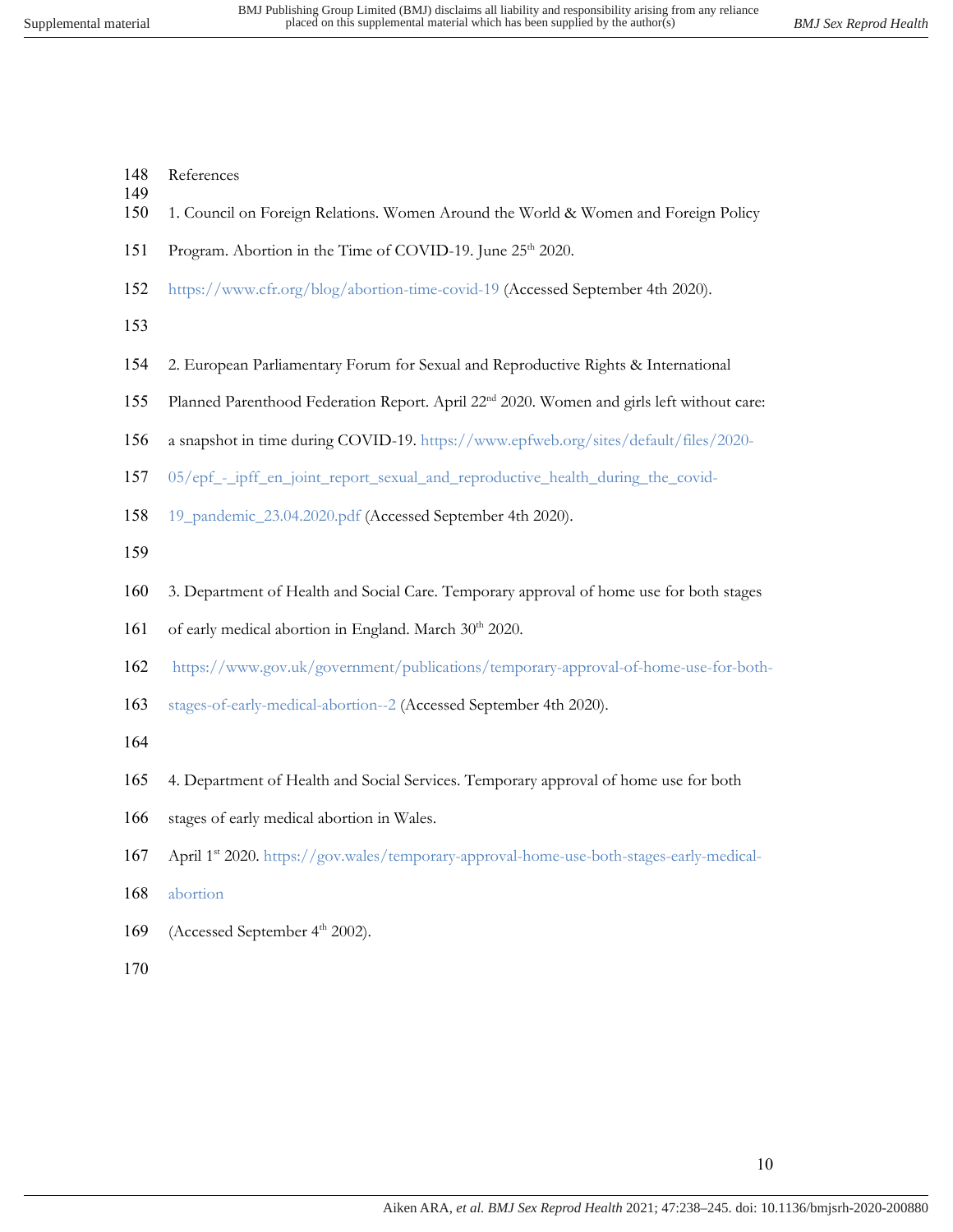References

1. Council on Foreign Relations. Women Around the World & Women and Foreign Policy Program. Abortion in the Time of COVID-19. June 25th 2020. https://www.cfr.org/blog/abortion-time-covid-19 (Accessed September 4th 2020).

2. European Parliamentary Forum for Sexual and Reproductive Rights & International Planned Parenthood Federation Report. April 22nd 2020. Women and girls left without care: a snapshot in time during COVID-19. https://www.epfweb.org/sites/default/files/2020-05/epf_-_ipff_en_joint_report_sexual_and_reproductive_health_during_the_covid-19_pandemic_23.04.2020.pdf (Accessed September 4th 2020).

3. Department of Health and Social Care. Temporary approval of home use for both stages of early medical abortion in England. March 30th 2020. https://www.gov.uk/government/publications/temporary-approval-of-home-use-for-both-stages-of-early-medical-abortion--2 (Accessed September 4th 2020).

4. Department of Health and Social Services. Temporary approval of home use for both stages of early medical abortion in Wales. April 1st 2020. https://gov.wales/temporary-approval-home-use-both-stages-early-medical-abortion (Accessed September 4th 2002).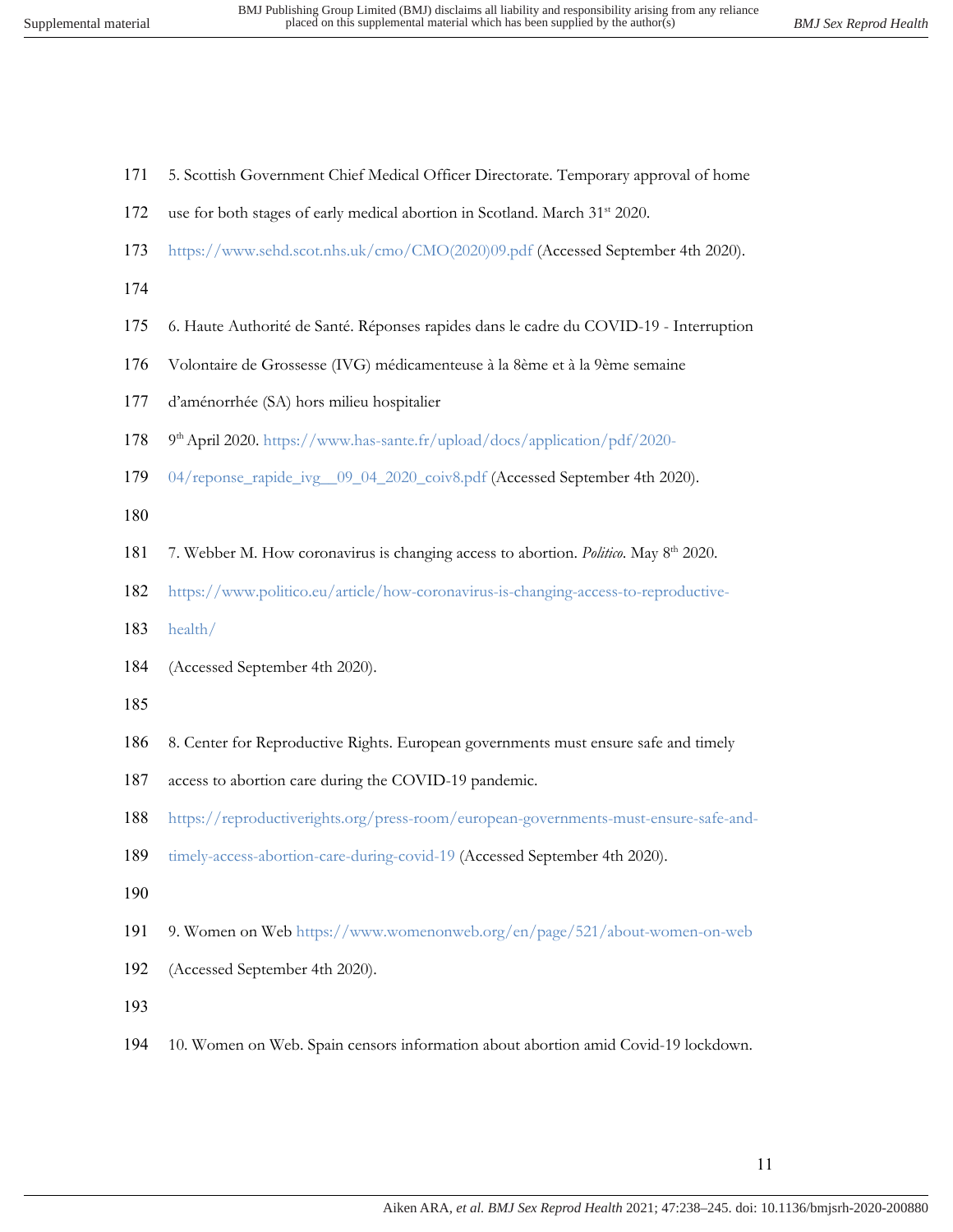5. Scottish Government Chief Medical Officer Directorate. Temporary approval of home use for both stages of early medical abortion in Scotland. March 31st 2020. https://www.sehd.scot.nhs.uk/cmo/CMO(2020)09.pdf (Accessed September 4th 2020).

6. Haute Autorité de Santé. Réponses rapides dans le cadre du COVID-19 - Interruption Volontaire de Grossesse (IVG) médicamenteuse à la 8ème et à la 9ème semaine d'aménorrhée (SA) hors milieu hospitalier
9th April 2020. https://www.has-sante.fr/upload/docs/application/pdf/2020-04/reponse_rapide_ivg__09_04_2020_coiv8.pdf (Accessed September 4th 2020).

7. Webber M. How coronavirus is changing access to abortion. *Politico*. May 8th 2020. https://www.politico.eu/article/how-coronavirus-is-changing-access-to-reproductive-health/
(Accessed September 4th 2020).

8. Center for Reproductive Rights. European governments must ensure safe and timely access to abortion care during the COVID-19 pandemic. https://reproductiverights.org/press-room/european-governments-must-ensure-safe-and-timely-access-abortion-care-during-covid-19 (Accessed September 4th 2020).

9. Women on Web https://www.womenonweb.org/en/page/521/about-women-on-web (Accessed September 4th 2020).

10. Women on Web. Spain censors information about abortion amid Covid-19 lockdown.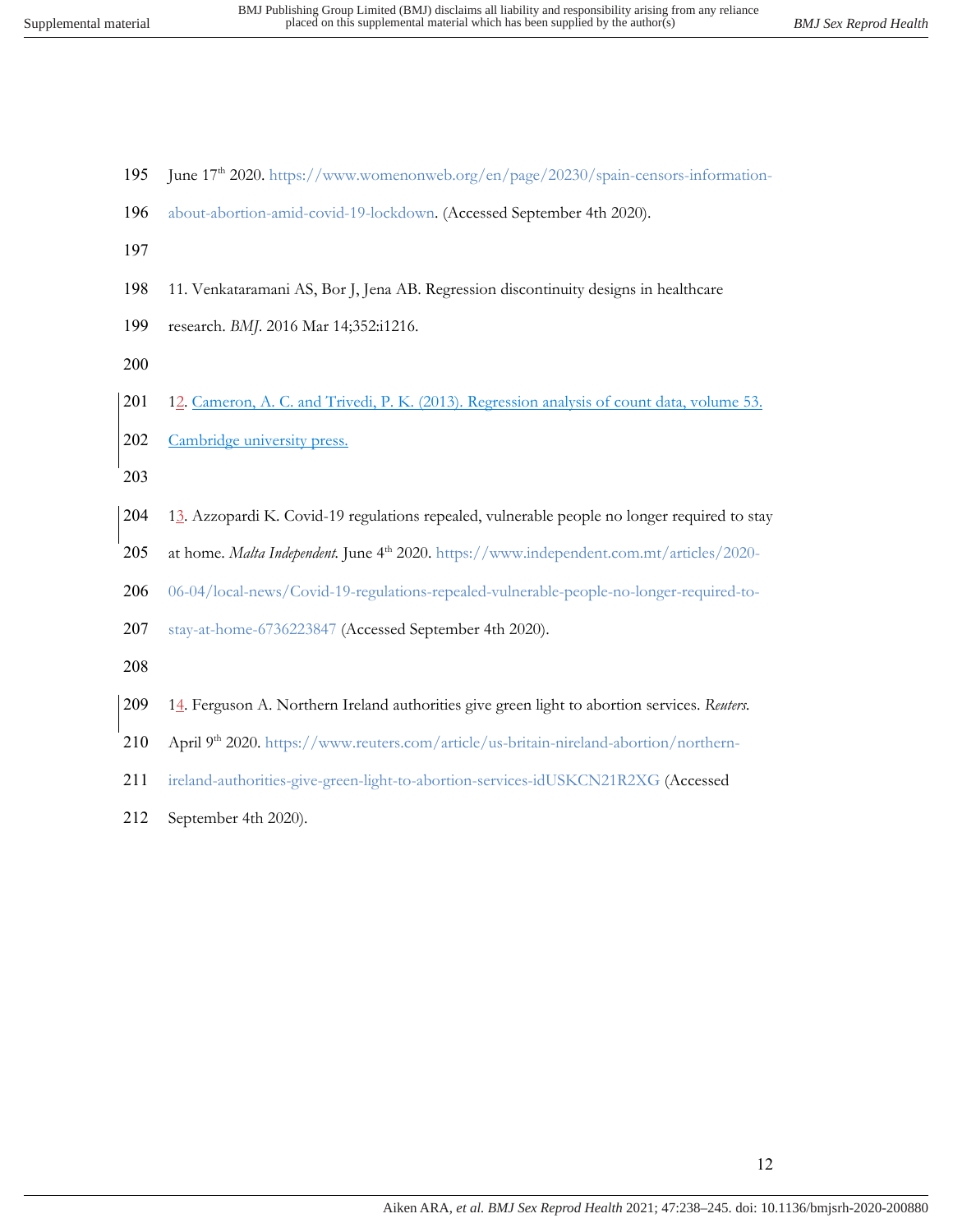June 17th 2020. https://www.womenonweb.org/en/page/20230/spain-censors-information-about-abortion-amid-covid-19-lockdown. (Accessed September 4th 2020).

11. Venkataramani AS, Bor J, Jena AB. Regression discontinuity designs in healthcare research. *BMJ*. 2016 Mar 14;352:i1216.

12. Cameron, A. C. and Trivedi, P. K. (2013). Regression analysis of count data, volume 53. Cambridge university press.

13. Azzopardi K. Covid-19 regulations repealed, vulnerable people no longer required to stay at home. *Malta Independent*. June 4th 2020. https://www.independent.com.mt/articles/2020-06-04/local-news/Covid-19-regulations-repealed-vulnerable-people-no-longer-required-to-stay-at-home-6736223847 (Accessed September 4th 2020).

14. Ferguson A. Northern Ireland authorities give green light to abortion services. *Reuters*. April 9th 2020. https://www.reuters.com/article/us-britain-nireland-abortion/northern-ireland-authorities-give-green-light-to-abortion-services-idUSKCN21R2XG (Accessed September 4th 2020).